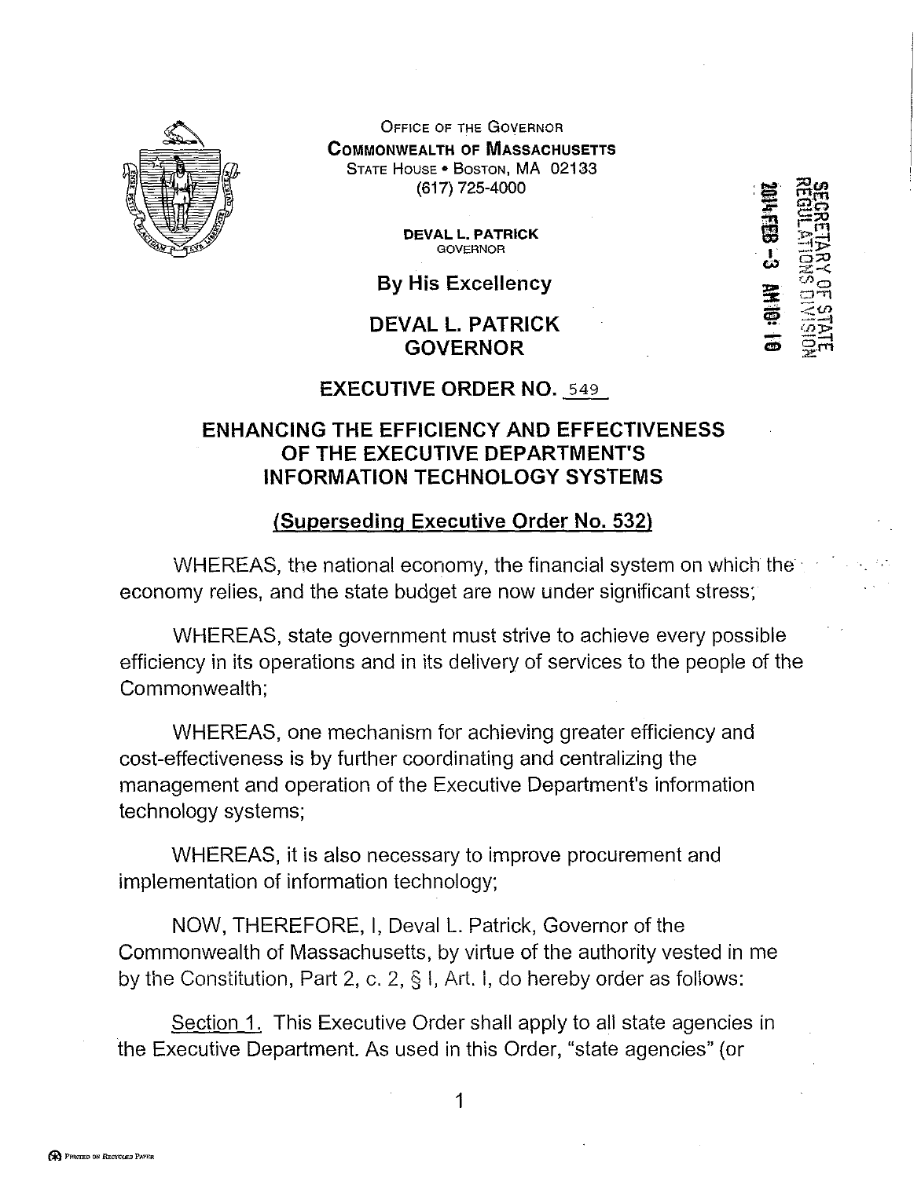OFFICE OF THE GOVERNOR
**COMMONWEALTH OF MASSACHUSETTS**
STATE HOUSE • BOSTON, MA 02133
(617) 725-4000

**DEVAL L. PATRICK**
GOVERNOR

SECRETARY OF STATE
REGULATIONS DIVISION
2014 FEB -3 AM 10: 10

## By His Excellency

## DEVAL L. PATRICK
## GOVERNOR

## EXECUTIVE ORDER NO. 549

## ENHANCING THE EFFICIENCY AND EFFECTIVENESS OF THE EXECUTIVE DEPARTMENT'S INFORMATION TECHNOLOGY SYSTEMS

**(Superseding Executive Order No. 532)**

WHEREAS, the national economy, the financial system on which the economy relies, and the state budget are now under significant stress;

WHEREAS, state government must strive to achieve every possible efficiency in its operations and in its delivery of services to the people of the Commonwealth;

WHEREAS, one mechanism for achieving greater efficiency and cost-effectiveness is by further coordinating and centralizing the management and operation of the Executive Department's information technology systems;

WHEREAS, it is also necessary to improve procurement and implementation of information technology;

NOW, THEREFORE, I, Deval L. Patrick, Governor of the Commonwealth of Massachusetts, by virtue of the authority vested in me by the Constitution, Part 2, c. 2, § I, Art. I, do hereby order as follows:

Section 1. This Executive Order shall apply to all state agencies in the Executive Department. As used in this Order, "state agencies" (or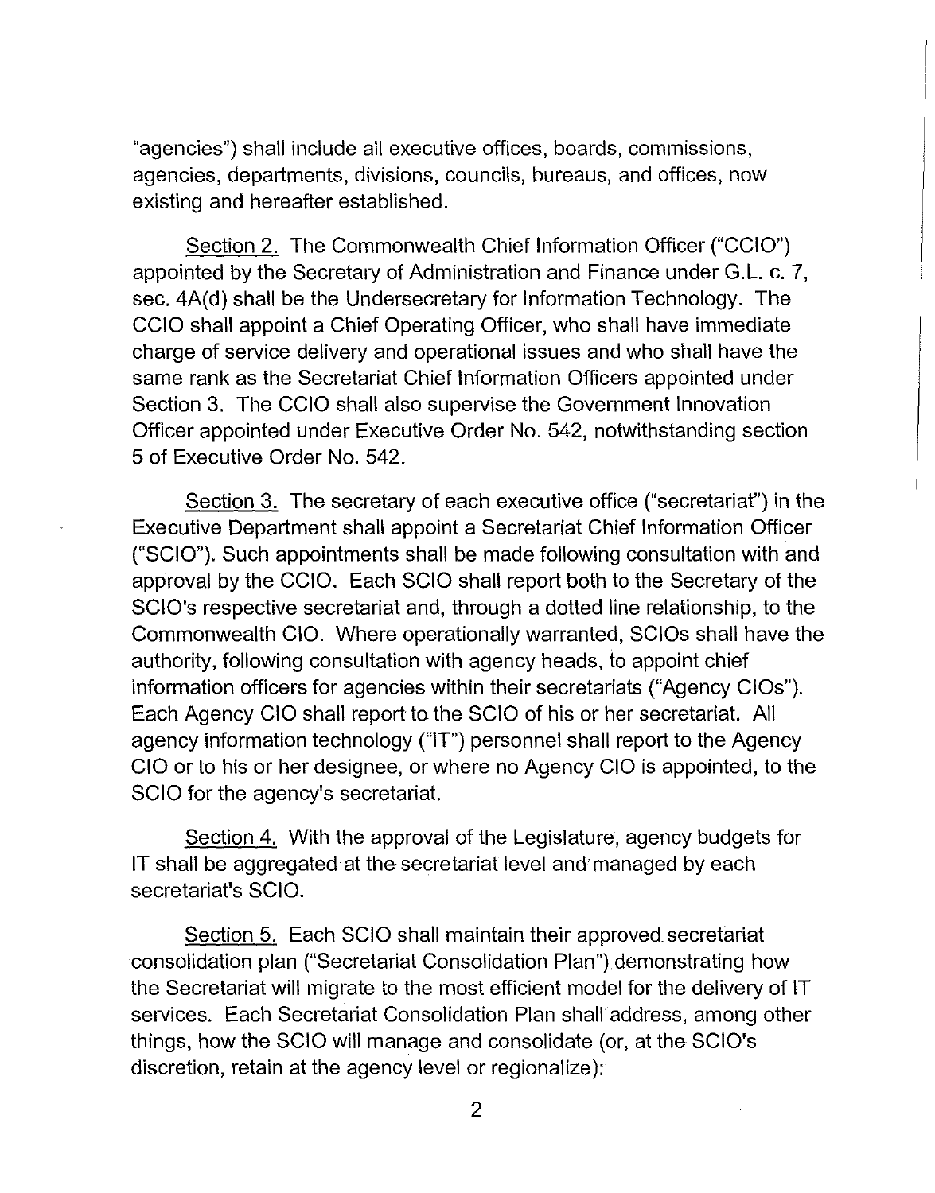"agencies") shall include all executive offices, boards, commissions, agencies, departments, divisions, councils, bureaus, and offices, now existing and hereafter established.

Section 2. The Commonwealth Chief Information Officer ("CCIO") appointed by the Secretary of Administration and Finance under G.L. c. 7, sec. 4A(d) shall be the Undersecretary for Information Technology. The CCIO shall appoint a Chief Operating Officer, who shall have immediate charge of service delivery and operational issues and who shall have the same rank as the Secretariat Chief Information Officers appointed under Section 3. The CCIO shall also supervise the Government Innovation Officer appointed under Executive Order No. 542, notwithstanding section 5 of Executive Order No. 542.

Section 3. The secretary of each executive office ("secretariat") in the Executive Department shall appoint a Secretariat Chief Information Officer ("SCIO"). Such appointments shall be made following consultation with and approval by the CCIO. Each SCIO shall report both to the Secretary of the SCIO's respective secretariat and, through a dotted line relationship, to the Commonwealth CIO. Where operationally warranted, SCIOs shall have the authority, following consultation with agency heads, to appoint chief information officers for agencies within their secretariats ("Agency CIOs"). Each Agency CIO shall report to the SCIO of his or her secretariat. All agency information technology ("IT") personnel shall report to the Agency CIO or to his or her designee, or where no Agency CIO is appointed, to the SCIO for the agency's secretariat.

Section 4. With the approval of the Legislature, agency budgets for IT shall be aggregated at the secretariat level and managed by each secretariat's SCIO.

Section 5. Each SCIO shall maintain their approved secretariat consolidation plan ("Secretariat Consolidation Plan") demonstrating how the Secretariat will migrate to the most efficient model for the delivery of IT services. Each Secretariat Consolidation Plan shall address, among other things, how the SCIO will manage and consolidate (or, at the SCIO's discretion, retain at the agency level or regionalize):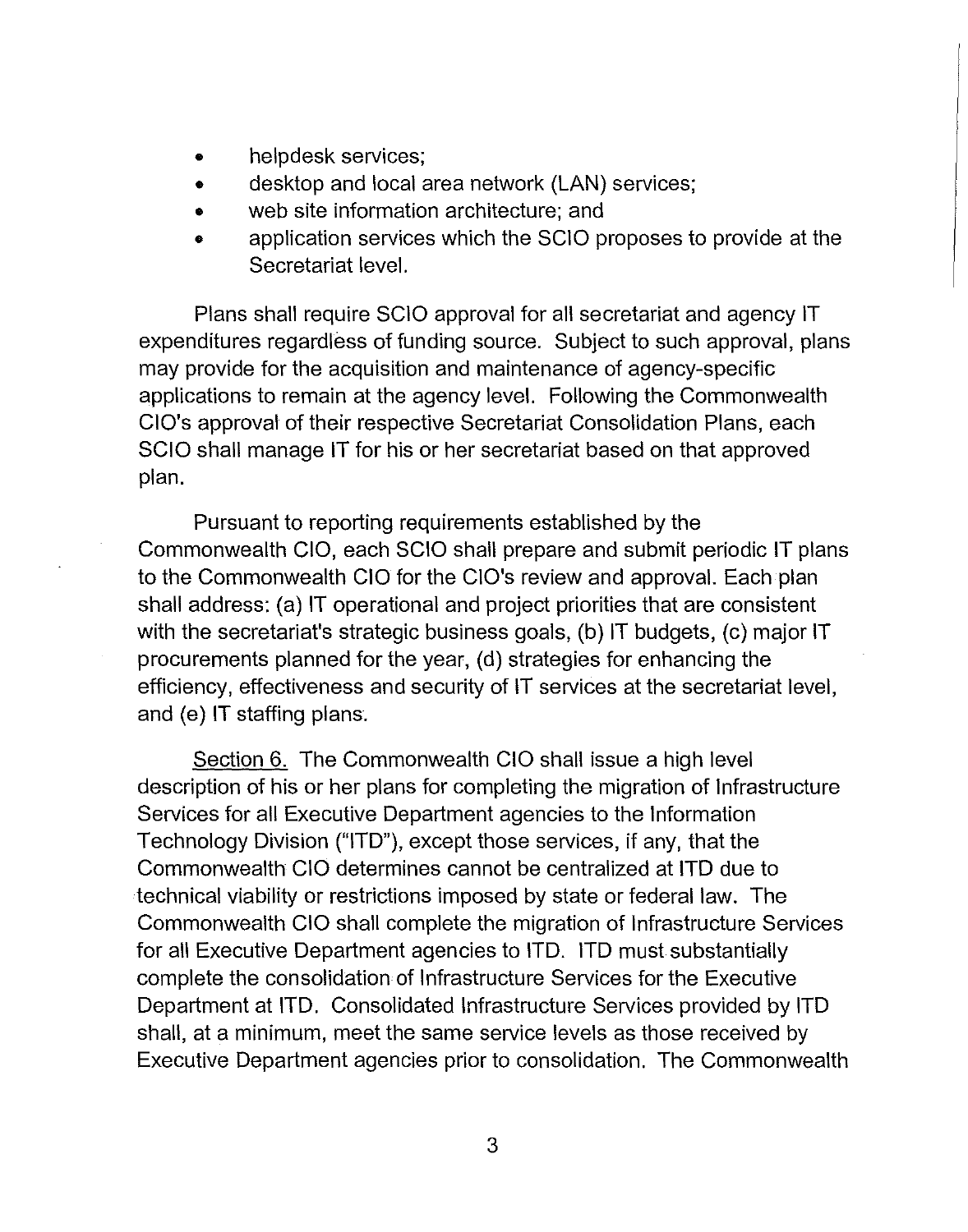- helpdesk services;
- desktop and local area network (LAN) services;
- web site information architecture; and
- application services which the SCIO proposes to provide at the Secretariat level.

Plans shall require SCIO approval for all secretariat and agency IT expenditures regardless of funding source. Subject to such approval, plans may provide for the acquisition and maintenance of agency-specific applications to remain at the agency level. Following the Commonwealth CIO's approval of their respective Secretariat Consolidation Plans, each SCIO shall manage IT for his or her secretariat based on that approved plan.

Pursuant to reporting requirements established by the Commonwealth CIO, each SCIO shall prepare and submit periodic IT plans to the Commonwealth CIO for the CIO's review and approval. Each plan shall address: (a) IT operational and project priorities that are consistent with the secretariat's strategic business goals, (b) IT budgets, (c) major IT procurements planned for the year, (d) strategies for enhancing the efficiency, effectiveness and security of IT services at the secretariat level, and (e) IT staffing plans.

Section 6. The Commonwealth CIO shall issue a high level description of his or her plans for completing the migration of Infrastructure Services for all Executive Department agencies to the Information Technology Division ("ITD"), except those services, if any, that the Commonwealth CIO determines cannot be centralized at ITD due to technical viability or restrictions imposed by state or federal law. The Commonwealth CIO shall complete the migration of Infrastructure Services for all Executive Department agencies to ITD. ITD must substantially complete the consolidation of Infrastructure Services for the Executive Department at ITD. Consolidated Infrastructure Services provided by ITD shall, at a minimum, meet the same service levels as those received by Executive Department agencies prior to consolidation. The Commonwealth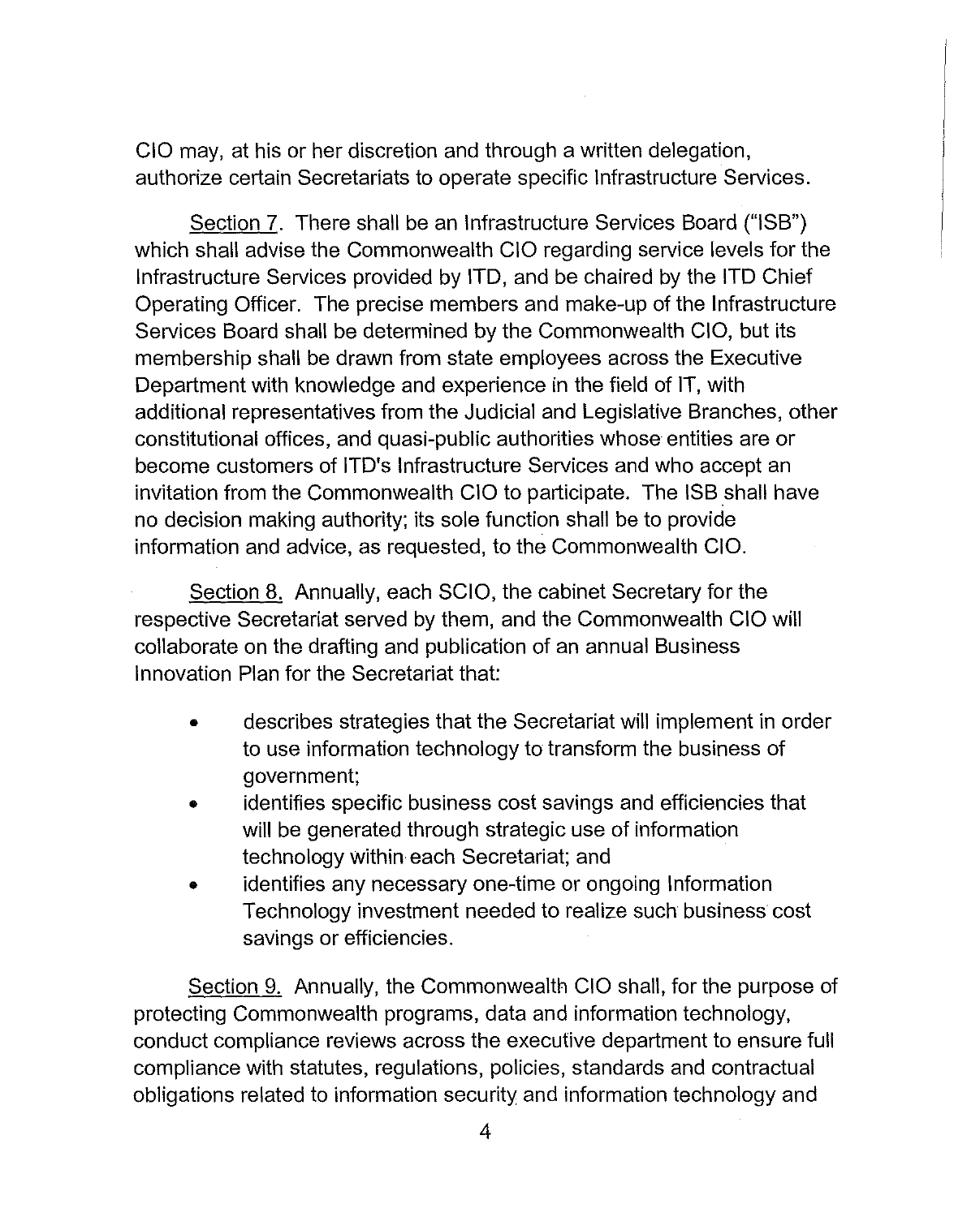CIO may, at his or her discretion and through a written delegation, authorize certain Secretariats to operate specific Infrastructure Services.

Section 7. There shall be an Infrastructure Services Board ("ISB") which shall advise the Commonwealth CIO regarding service levels for the Infrastructure Services provided by ITD, and be chaired by the ITD Chief Operating Officer. The precise members and make-up of the Infrastructure Services Board shall be determined by the Commonwealth CIO, but its membership shall be drawn from state employees across the Executive Department with knowledge and experience in the field of IT, with additional representatives from the Judicial and Legislative Branches, other constitutional offices, and quasi-public authorities whose entities are or become customers of ITD's Infrastructure Services and who accept an invitation from the Commonwealth CIO to participate. The ISB shall have no decision making authority; its sole function shall be to provide information and advice, as requested, to the Commonwealth CIO.

Section 8. Annually, each SCIO, the cabinet Secretary for the respective Secretariat served by them, and the Commonwealth CIO will collaborate on the drafting and publication of an annual Business Innovation Plan for the Secretariat that:

- describes strategies that the Secretariat will implement in order to use information technology to transform the business of government;
- identifies specific business cost savings and efficiencies that will be generated through strategic use of information technology within each Secretariat; and
- identifies any necessary one-time or ongoing Information Technology investment needed to realize such business cost savings or efficiencies.

Section 9. Annually, the Commonwealth CIO shall, for the purpose of protecting Commonwealth programs, data and information technology, conduct compliance reviews across the executive department to ensure full compliance with statutes, regulations, policies, standards and contractual obligations related to information security and information technology and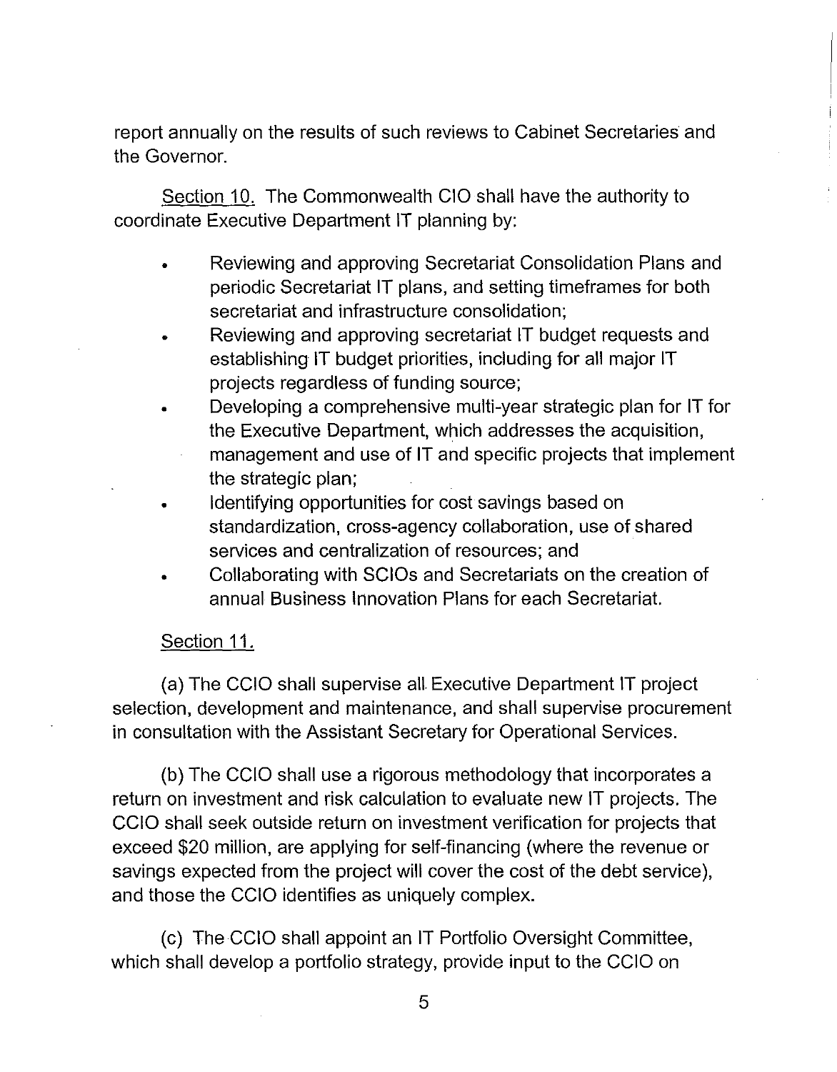report annually on the results of such reviews to Cabinet Secretaries and the Governor.

Section 10. The Commonwealth CIO shall have the authority to coordinate Executive Department IT planning by:

- Reviewing and approving Secretariat Consolidation Plans and periodic Secretariat IT plans, and setting timeframes for both secretariat and infrastructure consolidation;
- Reviewing and approving secretariat IT budget requests and establishing IT budget priorities, including for all major IT projects regardless of funding source;
- Developing a comprehensive multi-year strategic plan for IT for the Executive Department, which addresses the acquisition, management and use of IT and specific projects that implement the strategic plan;
- Identifying opportunities for cost savings based on standardization, cross-agency collaboration, use of shared services and centralization of resources; and
- Collaborating with SCIOs and Secretariats on the creation of annual Business Innovation Plans for each Secretariat.

Section 11.

(a) The CCIO shall supervise all Executive Department IT project selection, development and maintenance, and shall supervise procurement in consultation with the Assistant Secretary for Operational Services.

(b) The CCIO shall use a rigorous methodology that incorporates a return on investment and risk calculation to evaluate new IT projects. The CCIO shall seek outside return on investment verification for projects that exceed $20 million, are applying for self-financing (where the revenue or savings expected from the project will cover the cost of the debt service), and those the CCIO identifies as uniquely complex.

(c) The CCIO shall appoint an IT Portfolio Oversight Committee, which shall develop a portfolio strategy, provide input to the CCIO on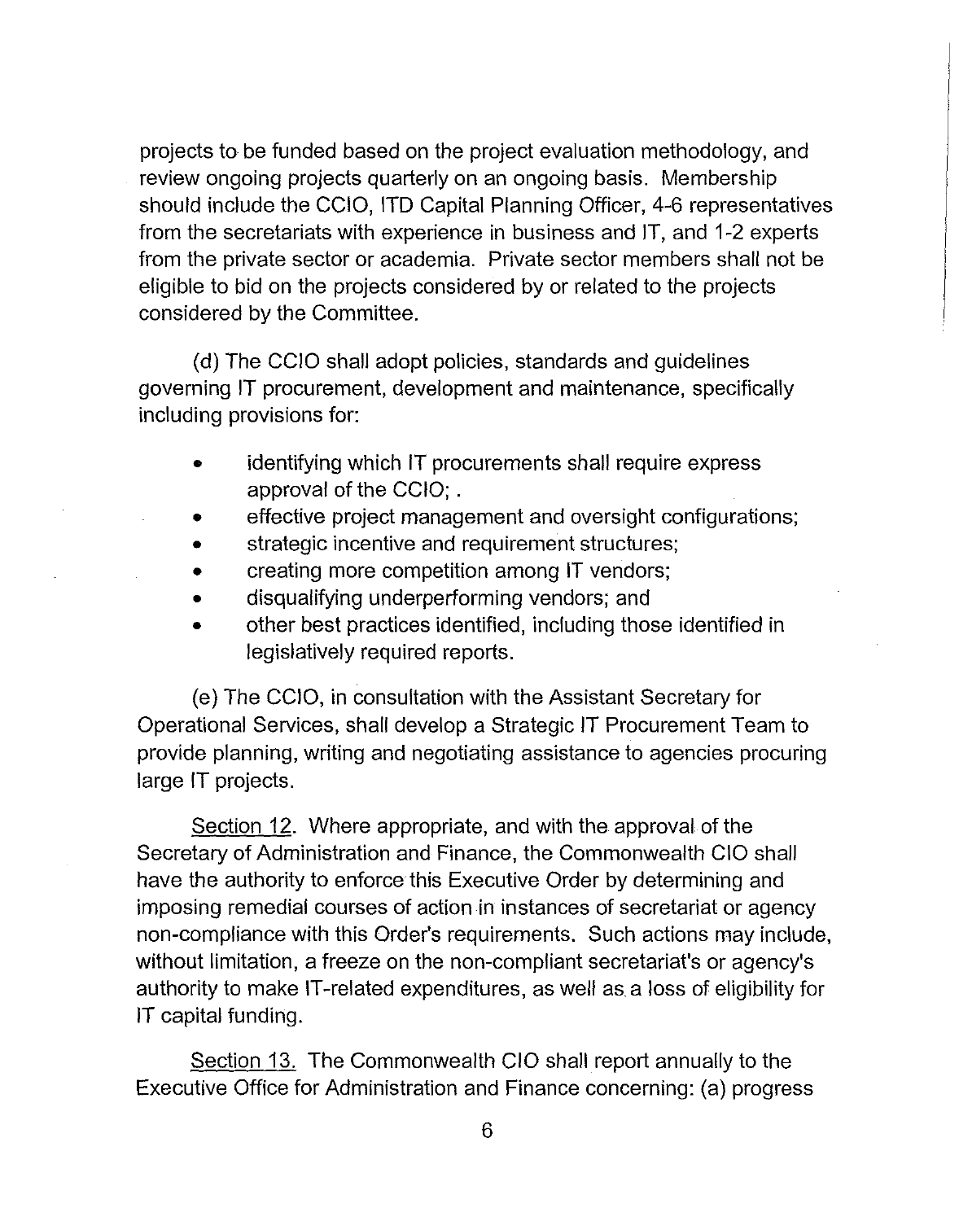projects to be funded based on the project evaluation methodology, and review ongoing projects quarterly on an ongoing basis. Membership should include the CCIO, ITD Capital Planning Officer, 4-6 representatives from the secretariats with experience in business and IT, and 1-2 experts from the private sector or academia. Private sector members shall not be eligible to bid on the projects considered by or related to the projects considered by the Committee.

(d) The CCIO shall adopt policies, standards and guidelines governing IT procurement, development and maintenance, specifically including provisions for:

- identifying which IT procurements shall require express approval of the CCIO; .
- effective project management and oversight configurations;
- strategic incentive and requirement structures;
- creating more competition among IT vendors;
- disqualifying underperforming vendors; and
- other best practices identified, including those identified in legislatively required reports.

(e) The CCIO, in consultation with the Assistant Secretary for Operational Services, shall develop a Strategic IT Procurement Team to provide planning, writing and negotiating assistance to agencies procuring large IT projects.

<u>Section 12</u>. Where appropriate, and with the approval of the Secretary of Administration and Finance, the Commonwealth CIO shall have the authority to enforce this Executive Order by determining and imposing remedial courses of action in instances of secretariat or agency non-compliance with this Order's requirements. Such actions may include, without limitation, a freeze on the non-compliant secretariat's or agency's authority to make IT-related expenditures, as well as a loss of eligibility for IT capital funding.

<u>Section 13.</u> The Commonwealth CIO shall report annually to the Executive Office for Administration and Finance concerning: (a) progress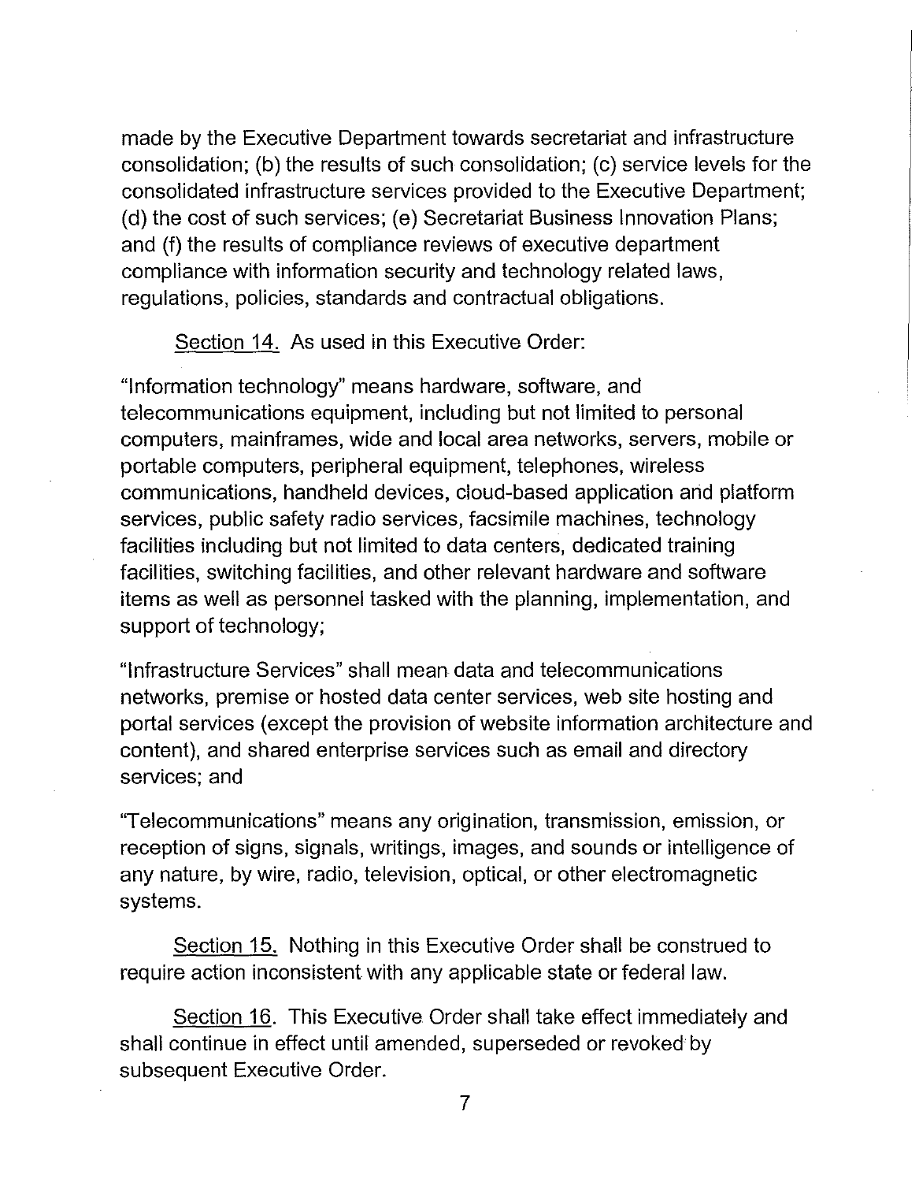made by the Executive Department towards secretariat and infrastructure consolidation; (b) the results of such consolidation; (c) service levels for the consolidated infrastructure services provided to the Executive Department; (d) the cost of such services; (e) Secretariat Business Innovation Plans; and (f) the results of compliance reviews of executive department compliance with information security and technology related laws, regulations, policies, standards and contractual obligations.

<u>Section 14.</u> As used in this Executive Order:

"Information technology" means hardware, software, and telecommunications equipment, including but not limited to personal computers, mainframes, wide and local area networks, servers, mobile or portable computers, peripheral equipment, telephones, wireless communications, handheld devices, cloud-based application and platform services, public safety radio services, facsimile machines, technology facilities including but not limited to data centers, dedicated training facilities, switching facilities, and other relevant hardware and software items as well as personnel tasked with the planning, implementation, and support of technology;

"Infrastructure Services" shall mean data and telecommunications networks, premise or hosted data center services, web site hosting and portal services (except the provision of website information architecture and content), and shared enterprise services such as email and directory services; and

"Telecommunications" means any origination, transmission, emission, or reception of signs, signals, writings, images, and sounds or intelligence of any nature, by wire, radio, television, optical, or other electromagnetic systems.

<u>Section 15.</u> Nothing in this Executive Order shall be construed to require action inconsistent with any applicable state or federal law.

<u>Section 16.</u> This Executive Order shall take effect immediately and shall continue in effect until amended, superseded or revoked by subsequent Executive Order.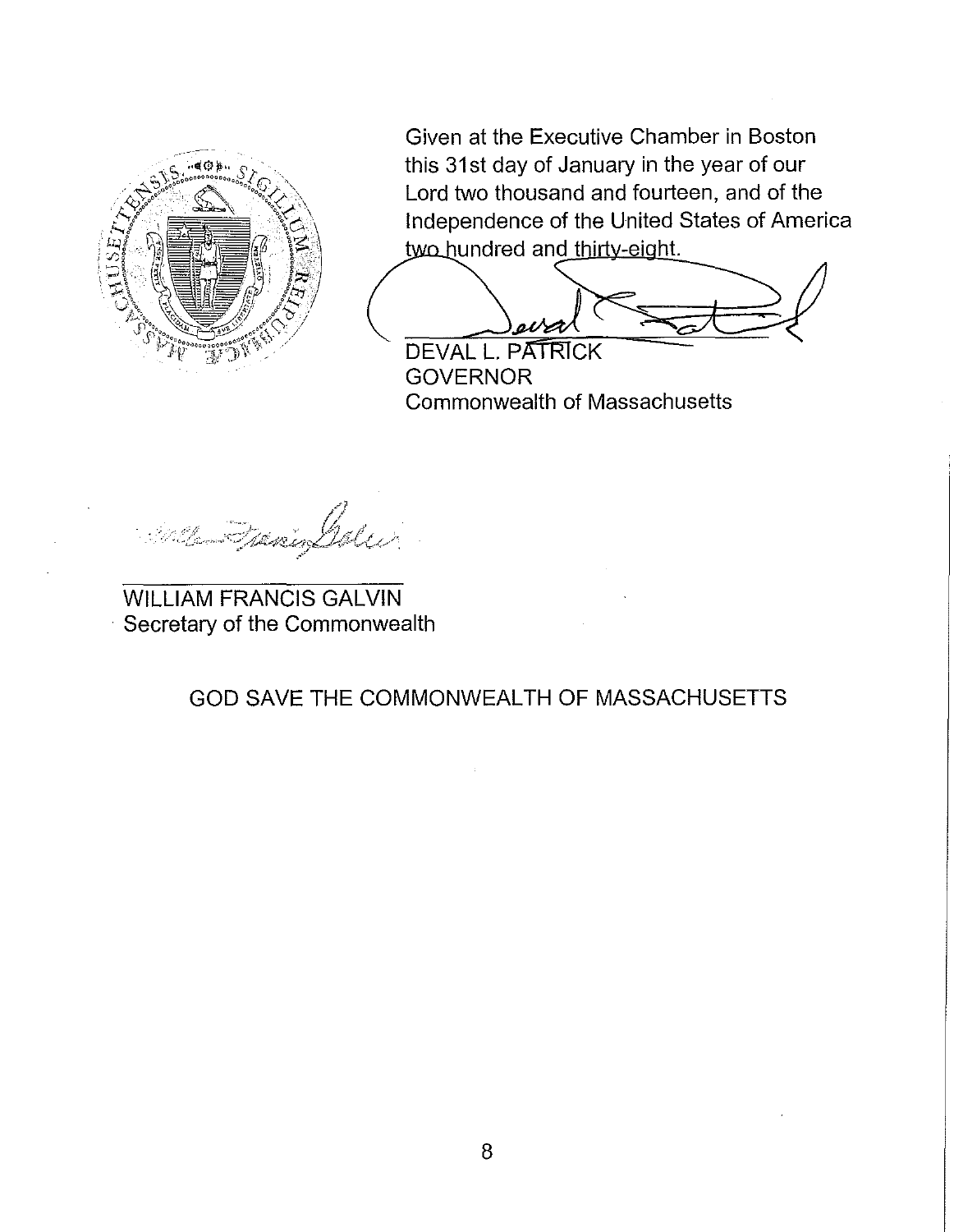Given at the Executive Chamber in Boston this 31st day of January in the year of our Lord two thousand and fourteen, and of the Independence of the United States of America two hundred and thirty-eight.

DEVAL L. PATRICK
GOVERNOR
Commonwealth of Massachusetts

WILLIAM FRANCIS GALVIN
Secretary of the Commonwealth

GOD SAVE THE COMMONWEALTH OF MASSACHUSETTS